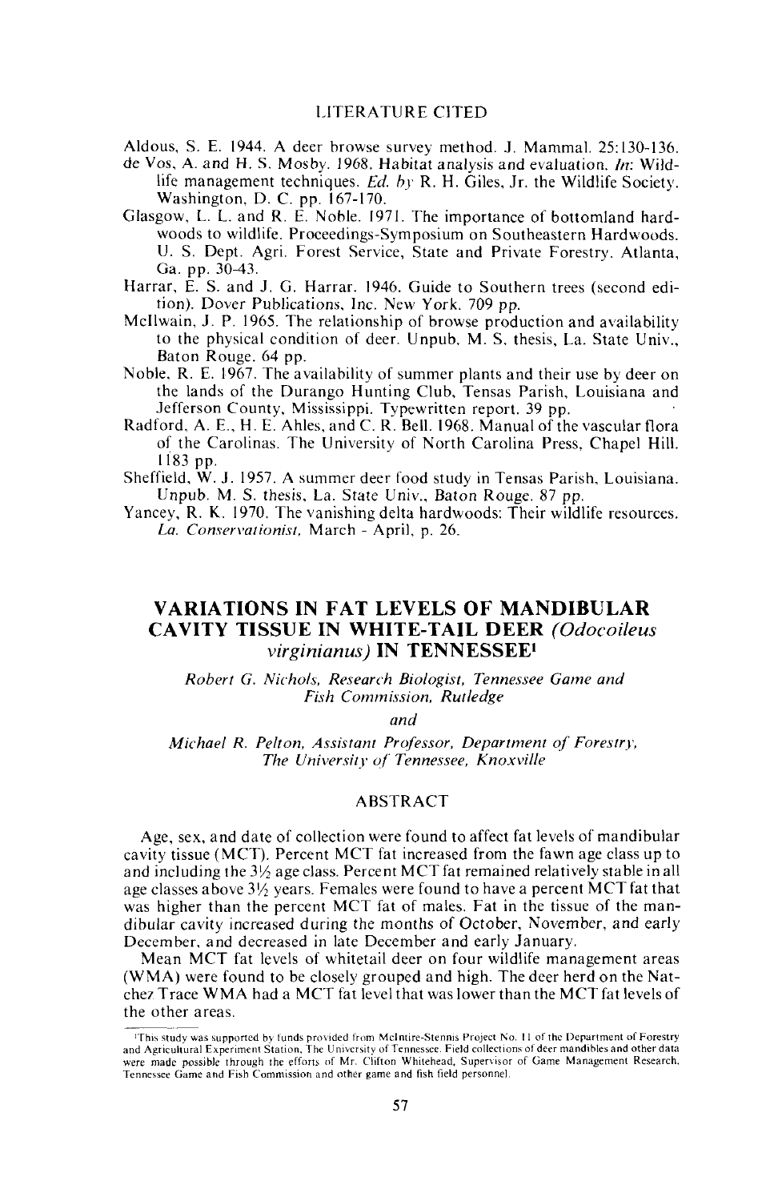## LITERATURE CITED

Aldous, S. E. 1944. A deer browse survey method. J. Mammal. 25:130-136.

de Vos, A. and H. S. Mosby. 1968. Habitat analysis and evaluation. *In*: Wildlife management techniques. *Ed. by* R. H. Giles, Jr. the Wildlife Society. Washington, D. C. pp. 167-170.

Glasgow, L. L. and R. E. Noble. 1971. The importance of bottomland hardwoods to wildlife. Proceedings-Symposium on Southeastern Hardwoods. U. S. Dept. Agri. Forest Service, State and Private Forestry. Atlanta, Ga. pp. 30-43.

Harrar, E. S. and J. G. Harrar. 1946. Guide to Southern trees (second edition). Dover Publications, Inc. New York. 709 pp.

McIlwain, J. P. 1965. The relationship of browse production and availability to the physical condition of deer. Unpub. M. S. thesis, La. State Univ., Baton Rouge. 64 pp.

Noble, R. E. 1967. The availability of summer plants and their use by deer on the lands of the Durango Hunting Club, Tensas Parish, Louisiana and Jefferson County, Mississippi. Typewritten report. 39 pp.

Radford, A. E., H. E. Ahles, and C. R. Bell. 1968. Manual of the vascular flora of the Carolinas. The University of North Carolina Press, Chapel Hill. 1183 pp.

Sheffield, W. J. 1957. A summer deer food study in Tensas Parish, Louisiana. Unpub. M. S. thesis, La. State Univ., Baton Rouge. 87 pp.

Yancey, R. K. 1970. The vanishing delta hardwoods: Their wildlife resources. *La. Conservationist*, March - April, p. 26.

# VARIATIONS IN FAT LEVELS OF MANDIBULAR CAVITY TISSUE IN WHITE-TAIL DEER *(Odocoileus virginianus)* IN TENNESSEE[1]

*Robert G. Nichols, Research Biologist, Tennessee Game and Fish Commission, Rutledge*

*and*

*Michael R. Pelton, Assistant Professor, Department of Forestry, The University of Tennessee, Knoxville*

## ABSTRACT

Age, sex, and date of collection were found to affect fat levels of mandibular cavity tissue (MCT). Percent MCT fat increased from the fawn age class up to and including the 3½ age class. Percent MCT fat remained relatively stable in all age classes above 3½ years. Females were found to have a percent MCT fat that was higher than the percent MCT fat of males. Fat in the tissue of the mandibular cavity increased during the months of October, November, and early December, and decreased in late December and early January.

Mean MCT fat levels of whitetail deer on four wildlife management areas (WMA) were found to be closely grouped and high. The deer herd on the Natchez Trace WMA had a MCT fat level that was lower than the MCT fat levels of the other areas.

[1]This study was supported by funds provided from McIntire-Stennis Project No. 11 of the Department of Forestry and Agricultural Experiment Station, The University of Tennessee. Field collections of deer mandibles and other data were made possible through the efforts of Mr. Clifton Whitehead, Supervisor of Game Management Research, Tennessee Game and Fish Commission and other game and fish field personnel.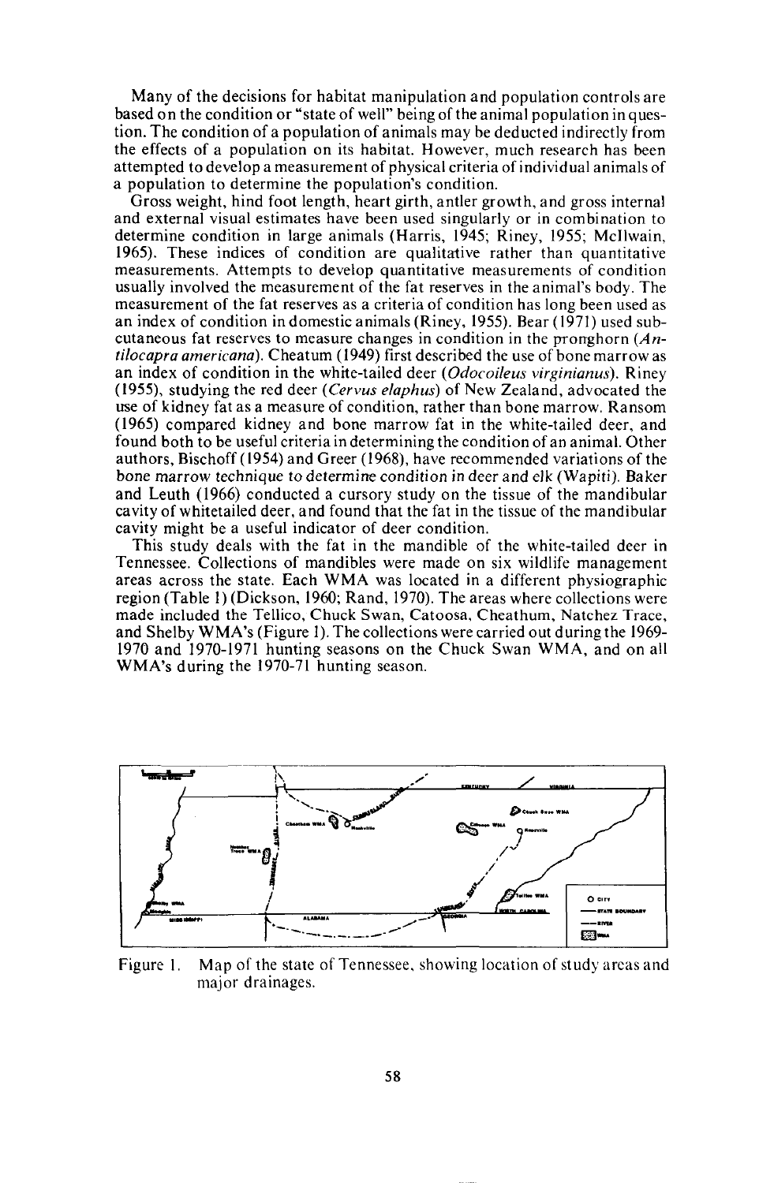Many of the decisions for habitat manipulation and population controls are based on the condition or "state of well" being of the animal population in question. The condition of a population of animals may be deducted indirectly from the effects of a population on its habitat. However, much research has been attempted to develop a measurement of physical criteria of individual animals of a population to determine the population's condition.

Gross weight, hind foot length, heart girth, antler growth, and gross internal and external visual estimates have been used singularly or in combination to determine condition in large animals (Harris, 1945; Riney, 1955; McIlwain, 1965). These indices of condition are qualitative rather than quantitative measurements. Attempts to develop quantitative measurements of condition usually involved the measurement of the fat reserves in the animal's body. The measurement of the fat reserves as a criteria of condition has long been used as an index of condition in domestic animals (Riney, 1955). Bear (1971) used subcutaneous fat reserves to measure changes in condition in the pronghorn (*Antilocapra americana*). Cheatum (1949) first described the use of bone marrow as an index of condition in the white-tailed deer (*Odocoileus virginianus*). Riney (1955), studying the red deer (*Cervus elaphus*) of New Zealand, advocated the use of kidney fat as a measure of condition, rather than bone marrow. Ransom (1965) compared kidney and bone marrow fat in the white-tailed deer, and found both to be useful criteria in determining the condition of an animal. Other authors, Bischoff (1954) and Greer (1968), have recommended variations of the bone marrow technique to determine condition in deer and elk (Wapiti). Baker and Leuth (1966) conducted a cursory study on the tissue of the mandibular cavity of whitetailed deer, and found that the fat in the tissue of the mandibular cavity might be a useful indicator of deer condition.

This study deals with the fat in the mandible of the white-tailed deer in Tennessee. Collections of mandibles were made on six wildlife management areas across the state. Each WMA was located in a different physiographic region (Table 1) (Dickson, 1960; Rand, 1970). The areas where collections were made included the Tellico, Chuck Swan, Catoosa, Cheathum, Natchez Trace, and Shelby WMA's (Figure 1). The collections were carried out during the 1969-1970 and 1970-1971 hunting seasons on the Chuck Swan WMA, and on all WMA's during the 1970-71 hunting season.

Figure 1. Map of the state of Tennessee, showing location of study areas and major drainages.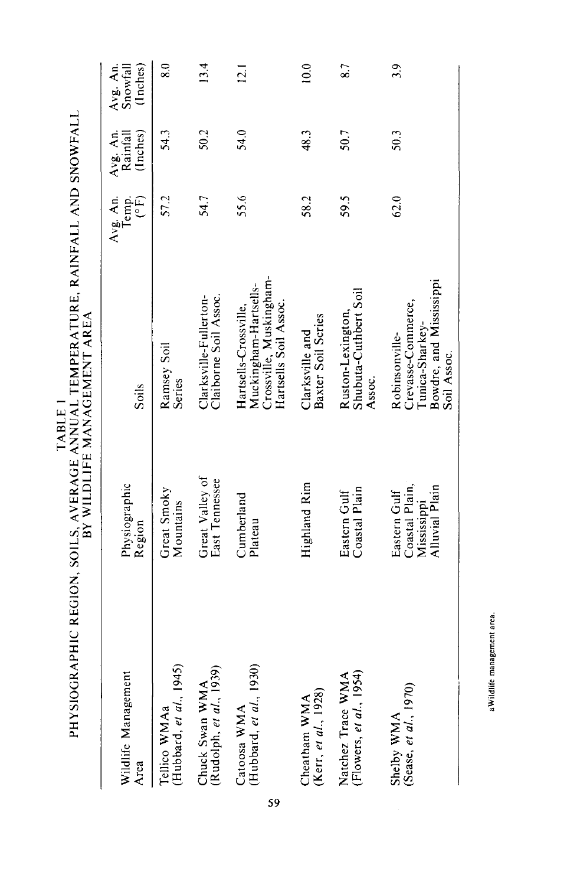TABLE 1
PHYSIOGRAPHIC REGION, SOILS, AVERAGE ANNUAL TEMPERATURE, RAINFALL AND SNOWFALL BY WILDLIFE MANAGEMENT AREA

| Wildlife Management Area | Physiographic Region | Soils | Avg. An. Temp. (°F) | Avg. An. Rainfall (Inches) | Avg. An. Snowfall (Inches) |
|---|---|---|---|---|---|
| Tellico WMA[a] (Hubbard, *et al.*, 1945) | Great Smoky Mountains | Ramsey Soil Series | 57.2 | 54.3 | 8.0 |
| Chuck Swan WMA (Rudolph, *et al.*, 1939) | Great Valley of East Tennessee | Clarksville-Fullerton-Claiborne Soil Assoc. | 54.7 | 50.2 | 13.4 |
| Catoosa WMA (Hubbard, *et al.*, 1930) | Cumberland Plateau | Hartsells-Crossville, Muckingham-Hartsells-Crossville, Muskingham-Hartsells Soil Assoc. | 55.6 | 54.0 | 12.1 |
| Cheatham WMA (Kerr, *et al.*, 1928) | Highland Rim | Clarksville and Baxter Soil Series | 58.2 | 48.3 | 10.0 |
| Natchez Trace WMA (Flowers, *et al.*, 1954) | Eastern Gulf Coastal Plain | Ruston-Lexington, Shubuta-Cuthbert Soil Assoc. | 59.5 | 50.7 | 8.7 |
| Shelby WMA (Sease, *et al.*, 1970) | Eastern Gulf Coastal Plain, Mississippi Alluvial Plain | Robinsonville-Crevasse-Commerce, Tunica-Sharkey-Bowdre, and Mississippi Soil Assoc. | 62.0 | 50.3 | 3.9 |

[a]Wildlife management area.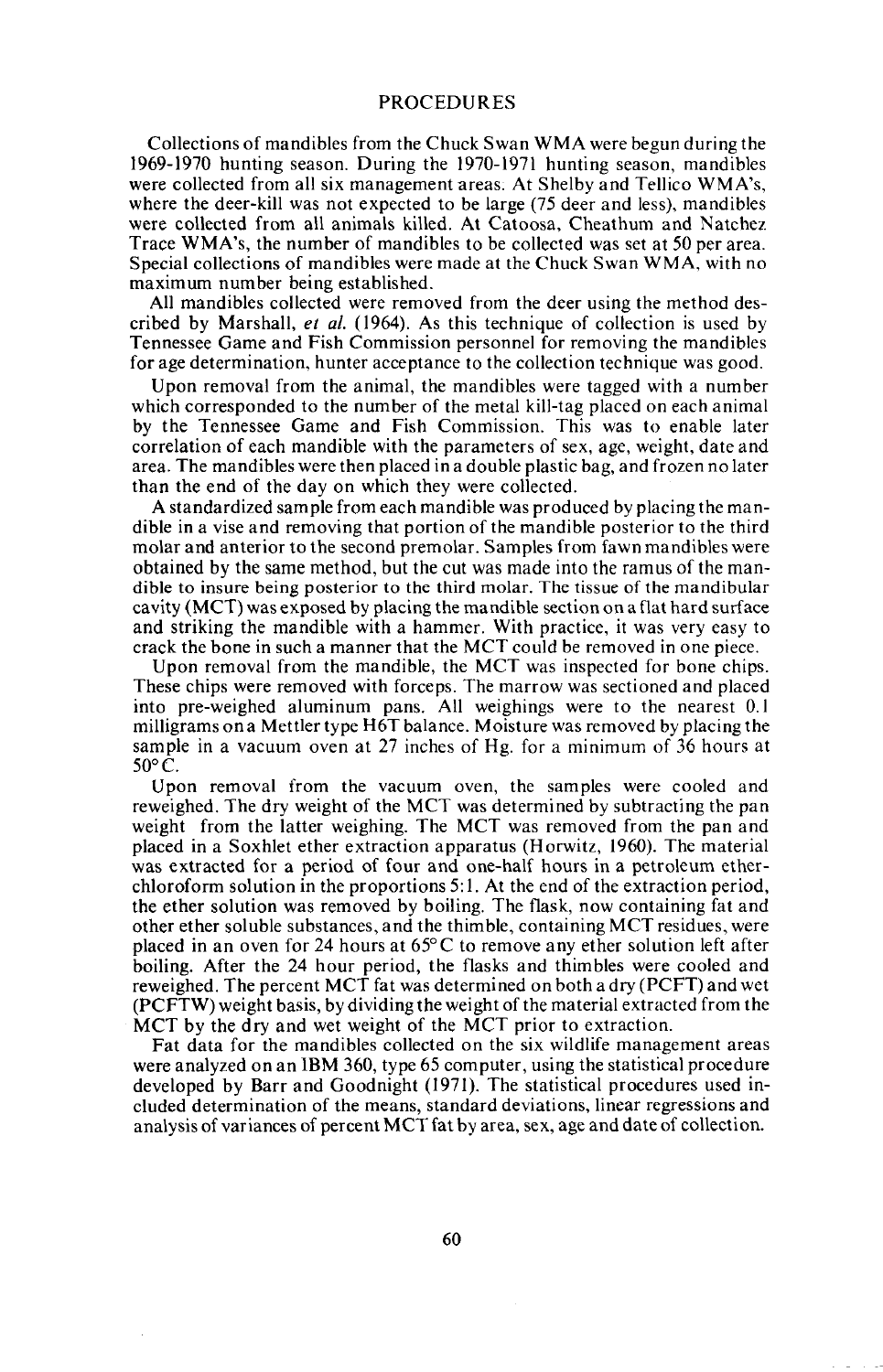## PROCEDURES

Collections of mandibles from the Chuck Swan WMA were begun during the 1969-1970 hunting season. During the 1970-1971 hunting season, mandibles were collected from all six management areas. At Shelby and Tellico WMA's, where the deer-kill was not expected to be large (75 deer and less), mandibles were collected from all animals killed. At Catoosa, Cheathum and Natchez Trace WMA's, the number of mandibles to be collected was set at 50 per area. Special collections of mandibles were made at the Chuck Swan WMA, with no maximum number being established.

All mandibles collected were removed from the deer using the method described by Marshall, *et al.* (1964). As this technique of collection is used by Tennessee Game and Fish Commission personnel for removing the mandibles for age determination, hunter acceptance to the collection technique was good.

Upon removal from the animal, the mandibles were tagged with a number which corresponded to the number of the metal kill-tag placed on each animal by the Tennessee Game and Fish Commission. This was to enable later correlation of each mandible with the parameters of sex, age, weight, date and area. The mandibles were then placed in a double plastic bag, and frozen no later than the end of the day on which they were collected.

A standardized sample from each mandible was produced by placing the mandible in a vise and removing that portion of the mandible posterior to the third molar and anterior to the second premolar. Samples from fawn mandibles were obtained by the same method, but the cut was made into the ramus of the mandible to insure being posterior to the third molar. The tissue of the mandibular cavity (MCT) was exposed by placing the mandible section on a flat hard surface and striking the mandible with a hammer. With practice, it was very easy to crack the bone in such a manner that the MCT could be removed in one piece.

Upon removal from the mandible, the MCT was inspected for bone chips. These chips were removed with forceps. The marrow was sectioned and placed into pre-weighed aluminum pans. All weighings were to the nearest 0.1 milligrams on a Mettler type H6T balance. Moisture was removed by placing the sample in a vacuum oven at 27 inches of Hg. for a minimum of 36 hours at 50°C.

Upon removal from the vacuum oven, the samples were cooled and reweighed. The dry weight of the MCT was determined by subtracting the pan weight from the latter weighing. The MCT was removed from the pan and placed in a Soxhlet ether extraction apparatus (Horwitz, 1960). The material was extracted for a period of four and one-half hours in a petroleum ether-chloroform solution in the proportions 5:1. At the end of the extraction period, the ether solution was removed by boiling. The flask, now containing fat and other ether soluble substances, and the thimble, containing MCT residues, were placed in an oven for 24 hours at 65°C to remove any ether solution left after boiling. After the 24 hour period, the flasks and thimbles were cooled and reweighed. The percent MCT fat was determined on both a dry (PCFT) and wet (PCFTW) weight basis, by dividing the weight of the material extracted from the MCT by the dry and wet weight of the MCT prior to extraction.

Fat data for the mandibles collected on the six wildlife management areas were analyzed on an IBM 360, type 65 computer, using the statistical procedure developed by Barr and Goodnight (1971). The statistical procedures used included determination of the means, standard deviations, linear regressions and analysis of variances of percent MCT fat by area, sex, age and date of collection.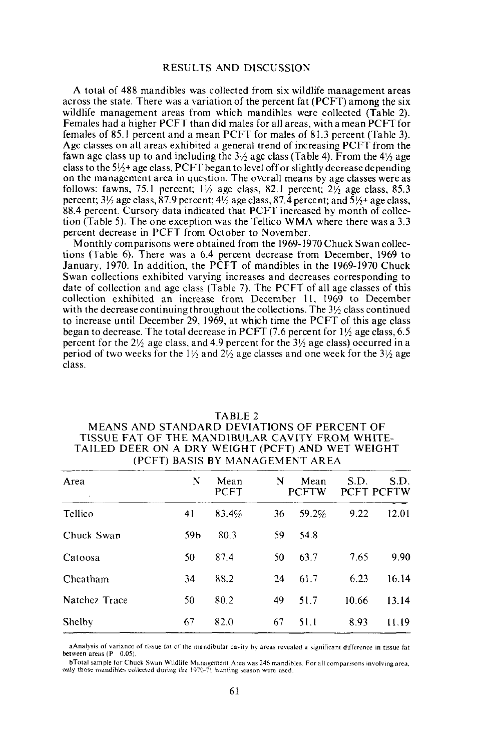## RESULTS AND DISCUSSION

A total of 488 mandibles was collected from six wildlife management areas across the state. There was a variation of the percent fat (PCFT) among the six wildlife management areas from which mandibles were collected (Table 2). Females had a higher PCFT than did males for all areas, with a mean PCFT for females of 85.1 percent and a mean PCFT for males of 81.3 percent (Table 3). Age classes on all areas exhibited a general trend of increasing PCFT from the fawn age class up to and including the 3½ age class (Table 4). From the 4½ age class to the 5½+ age class, PCFT began to level off or slightly decrease depending on the management area in question. The overall means by age classes were as follows: fawns, 75.1 percent; 1½ age class, 82.1 percent; 2½ age class, 85.3 percent; 3½ age class, 87.9 percent; 4½ age class, 87.4 percent; and 5½+ age class, 88.4 percent. Cursory data indicated that PCFT increased by month of collection (Table 5). The one exception was the Tellico WMA where there was a 3.3 percent decrease in PCFT from October to November.

Monthly comparisons were obtained from the 1969-1970 Chuck Swan collections (Table 6). There was a 6.4 percent decrease from December, 1969 to January, 1970. In addition, the PCFT of mandibles in the 1969-1970 Chuck Swan collections exhibited varying increases and decreases corresponding to date of collection and age class (Table 7). The PCFT of all age classes of this collection exhibited an increase from December 11, 1969 to December with the decrease continuing throughout the collections. The 3½ class continued to increase until December 29, 1969, at which time the PCFT of this age class began to decrease. The total decrease in PCFT (7.6 percent for 1½ age class, 6.5 percent for the 2½ age class, and 4.9 percent for the 3½ age class) occurred in a period of two weeks for the 1½ and 2½ age classes and one week for the 3½ age class.

TABLE 2
MEANS AND STANDARD DEVIATIONS OF PERCENT OF TISSUE FAT OF THE MANDIBULAR CAVITY FROM WHITE-TAILED DEER ON A DRY WEIGHT (PCFT) AND WET WEIGHT (PCFT) BASIS BY MANAGEMENT AREA

| Area | N | Mean PCFT | N | Mean PCFTW | S.D. PCFT | S.D. PCFTW |
|---|---|---|---|---|---|---|
| Tellico | 41 | 83.4% | 36 | 59.2% | 9.22 | 12.01 |
| Chuck Swan | 59b | 80.3 | 59 | 54.8 | | |
| Catoosa | 50 | 87.4 | 50 | 63.7 | 7.65 | 9.90 |
| Cheatham | 34 | 88.2 | 24 | 61.7 | 6.23 | 16.14 |
| Natchez Trace | 50 | 80.2 | 49 | 51.7 | 10.66 | 13.14 |
| Shelby | 67 | 82.0 | 67 | 51.1 | 8.93 | 11.19 |

aAnalysis of variance of tissue fat of the mandibular cavity by areas revealed a significant difference in tissue fat between areas (P 0.05).

bTotal sample for Chuck Swan Wildlife Management Area was 246 mandibles. For all comparisons involving area, only those mandibles collected during the 1970-71 hunting season were used.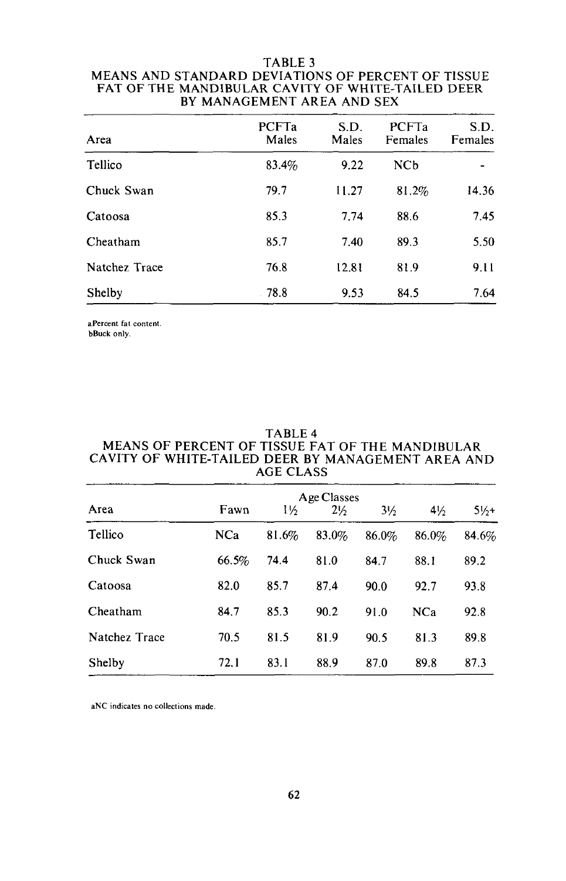TABLE 3
MEANS AND STANDARD DEVIATIONS OF PERCENT OF TISSUE FAT OF THE MANDIBULAR CAVITY OF WHITE-TAILED DEER BY MANAGEMENT AREA AND SEX

| Area | PCFTa Males | S.D. Males | PCFTa Females | S.D. Females |
|---|---|---|---|---|
| Tellico | 83.4% | 9.22 | NCb | - |
| Chuck Swan | 79.7 | 11.27 | 81.2% | 14.36 |
| Catoosa | 85.3 | 7.74 | 88.6 | 7.45 |
| Cheatham | 85.7 | 7.40 | 89.3 | 5.50 |
| Natchez Trace | 76.8 | 12.81 | 81.9 | 9.11 |
| Shelby | 78.8 | 9.53 | 84.5 | 7.64 |

aPercent fat content.
bBuck only.

TABLE 4
MEANS OF PERCENT OF TISSUE FAT OF THE MANDIBULAR CAVITY OF WHITE-TAILED DEER BY MANAGEMENT AREA AND AGE CLASS

| Area | Age Classes | | | | | |
|---|---|---|---|---|---|---|
| | Fawn | 1½ | 2½ | 3½ | 4½ | 5½+ |
| Tellico | NCa | 81.6% | 83.0% | 86.0% | 86.0% | 84.6% |
| Chuck Swan | 66.5% | 74.4 | 81.0 | 84.7 | 88.1 | 89.2 |
| Catoosa | 82.0 | 85.7 | 87.4 | 90.0 | 92.7 | 93.8 |
| Cheatham | 84.7 | 85.3 | 90.2 | 91.0 | NCa | 92.8 |
| Natchez Trace | 70.5 | 81.5 | 81.9 | 90.5 | 81.3 | 89.8 |
| Shelby | 72.1 | 83.1 | 88.9 | 87.0 | 89.8 | 87.3 |

aNC indicates no collections made.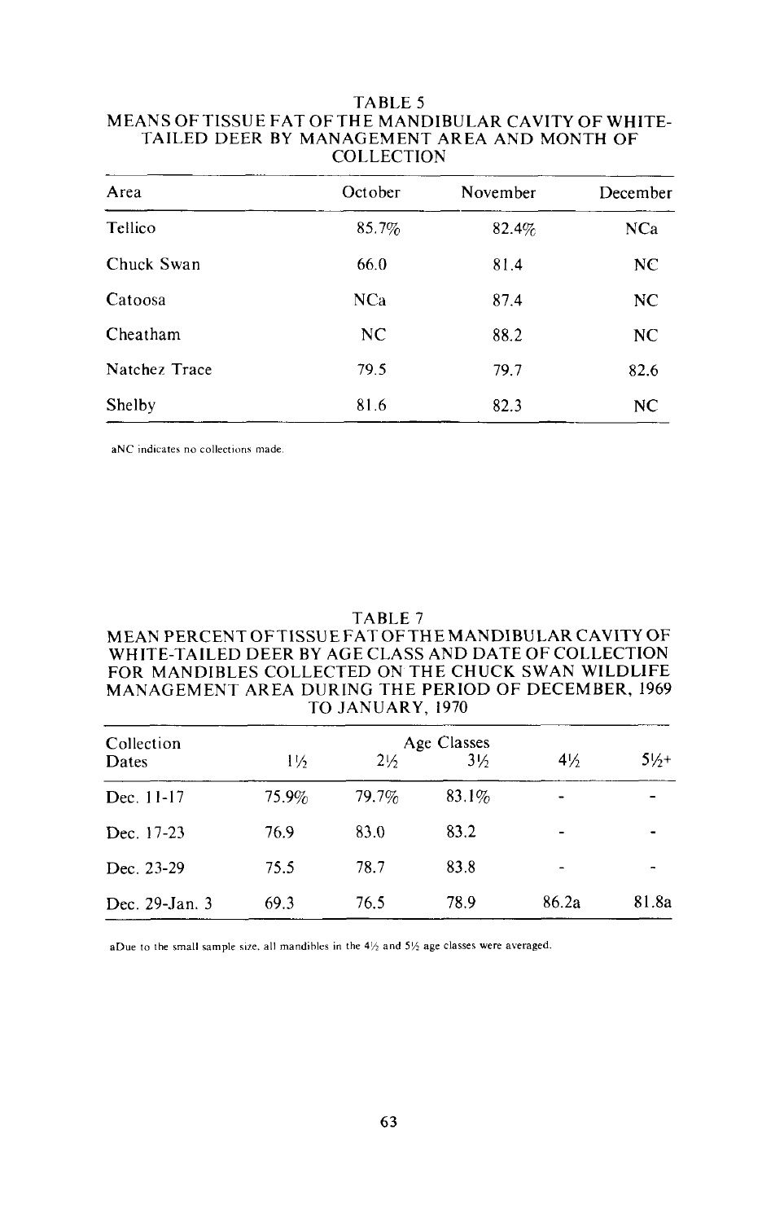TABLE 5
MEANS OF TISSUE FAT OF THE MANDIBULAR CAVITY OF WHITE-TAILED DEER BY MANAGEMENT AREA AND MONTH OF COLLECTION

| Area | October | November | December |
|---|---|---|---|
| Tellico | 85.7% | 82.4% | NC[a] |
| Chuck Swan | 66.0 | 81.4 | NC |
| Catoosa | NC[a] | 87.4 | NC |
| Cheatham | NC | 88.2 | NC |
| Natchez Trace | 79.5 | 79.7 | 82.6 |
| Shelby | 81.6 | 82.3 | NC |

[a]NC indicates no collections made.

TABLE 7
MEAN PERCENT OF TISSUE FAT OF THE MANDIBULAR CAVITY OF WHITE-TAILED DEER BY AGE CLASS AND DATE OF COLLECTION FOR MANDIBLES COLLECTED ON THE CHUCK SWAN WILDLIFE MANAGEMENT AREA DURING THE PERIOD OF DECEMBER, 1969 TO JANUARY, 1970

| Collection Dates | Age Classes | | | | |
|---|---|---|---|---|---|
| | 1½ | 2½ | 3½ | 4½ | 5½+ |
| Dec. 11-17 | 75.9% | 79.7% | 83.1% | - | - |
| Dec. 17-23 | 76.9 | 83.0 | 83.2 | - | - |
| Dec. 23-29 | 75.5 | 78.7 | 83.8 | - | - |
| Dec. 29-Jan. 3 | 69.3 | 76.5 | 78.9 | 86.2[a] | 81.8[a] |

[a]Due to the small sample size, all mandibles in the 4½ and 5½ age classes were averaged.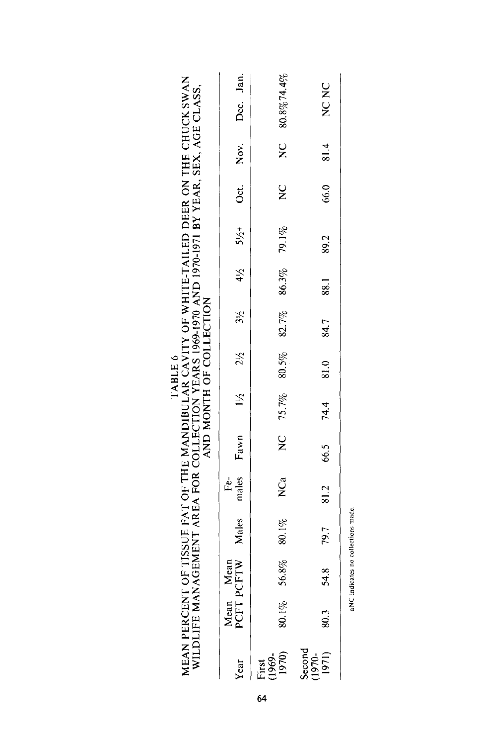TABLE 6

MEAN PERCENT OF TISSUE FAT OF THE MANDIBULAR CAVITY OF WHITE-TAILED DEER ON THE CHUCK SWAN WILDLIFE MANAGEMENT AREA FOR COLLECTION YEARS 1969-1970 AND 1970-1971 BY YEAR, SEX, AGE CLASS, AND MONTH OF COLLECTION

| Year | Mean PCFT | Mean PCFTW | Males | Fe-males | Fawn | 1½ | 2½ | 3½ | 4½ | 5½+ | Oct. | Nov. | Dec. | Jan. |
|---|---|---|---|---|---|---|---|---|---|---|---|---|---|---|
| First (1969-1970) | 80.1% | 56.8% | 80.1% | NC[a] | NC | 75.7% | 80.5% | 82.7% | 86.3% | 79.1% | NC | NC | 80.8% | 74.4% |
| Second (1970-1971) | 80.3 | 54.8 | 79.7 | 81.2 | 66.5 | 74.4 | 81.0 | 84.7 | 88.1 | 89.2 | 66.0 | 81.4 | NC | NC |

[a]NC indicates no collections made.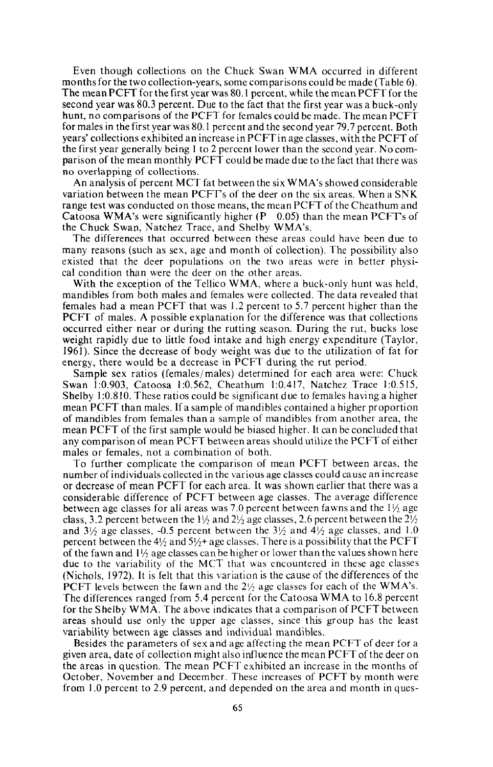Even though collections on the Chuck Swan WMA occurred in different months for the two collection-years, some comparisons could be made (Table 6). The mean PCFT for the first year was 80.1 percent, while the mean PCFT for the second year was 80.3 percent. Due to the fact that the first year was a buck-only hunt, no comparisons of the PCFT for females could be made. The mean PCFT for males in the first year was 80.1 percent and the second year 79.7 percent. Both years' collections exhibited an increase in PCFT in age classes, with the PCFT of the first year generally being 1 to 2 percent lower than the second year. No comparison of the mean monthly PCFT could be made due to the fact that there was no overlapping of collections.

An analysis of percent MCT fat between the six WMA's showed considerable variation between the mean PCFT's of the deer on the six areas. When a SNK range test was conducted on those means, the mean PCFT of the Cheathum and Catoosa WMA's were significantly higher (P 0.05) than the mean PCFT's of the Chuck Swan, Natchez Trace, and Shelby WMA's.

The differences that occurred between these areas could have been due to many reasons (such as sex, age and month of collection). The possibility also existed that the deer populations on the two areas were in better physical condition than were the deer on the other areas.

With the exception of the Tellico WMA, where a buck-only hunt was held, mandibles from both males and females were collected. The data revealed that females had a mean PCFT that was 1.2 percent to 5.7 percent higher than the PCFT of males. A possible explanation for the difference was that collections occurred either near or during the rutting season. During the rut, bucks lose weight rapidly due to little food intake and high energy expenditure (Taylor, 1961). Since the decrease of body weight was due to the utilization of fat for energy, there would be a decrease in PCFT during the rut period.

Sample sex ratios (females/males) determined for each area were: Chuck Swan 1:0.903, Catoosa 1:0.562, Cheathum 1:0.417, Natchez Trace 1:0.515, Shelby 1:0.810. These ratios could be significant due to females having a higher mean PCFT than males. If a sample of mandibles contained a higher proportion of mandibles from females than a sample of mandibles from another area, the mean PCFT of the first sample would be biased higher. It can be concluded that any comparison of mean PCFT between areas should utilize the PCFT of either males or females, not a combination of both.

To further complicate the comparison of mean PCFT between areas, the number of individuals collected in the various age classes could cause an increase or decrease of mean PCFT for each area. It was shown earlier that there was a considerable difference of PCFT between age classes. The average difference between age classes for all areas was 7.0 percent between fawns and the 1½ age class, 3.2 percent between the 1½ and 2½ age classes, 2.6 percent between the 2½ and 3½ age classes, -0.5 percent between the 3½ and 4½ age classes, and 1.0 percent between the 4½ and 5½+ age classes. There is a possibility that the PCFT of the fawn and 1½ age classes can be higher or lower than the values shown here due to the variability of the MCT that was encountered in these age classes (Nichols, 1972). It is felt that this variation is the cause of the differences of the PCFT levels between the fawn and the 2½ age classes for each of the WMA's. The differences ranged from 5.4 percent for the Catoosa WMA to 16.8 percent for the Shelby WMA. The above indicates that a comparison of PCFT between areas should use only the upper age classes, since this group has the least variability between age classes and individual mandibles.

Besides the parameters of sex and age affecting the mean PCFT of deer for a given area, date of collection might also influence the mean PCFT of the deer on the areas in question. The mean PCFT exhibited an increase in the months of October, November and December. These increases of PCFT by month were from 1.0 percent to 2.9 percent, and depended on the area and month in ques-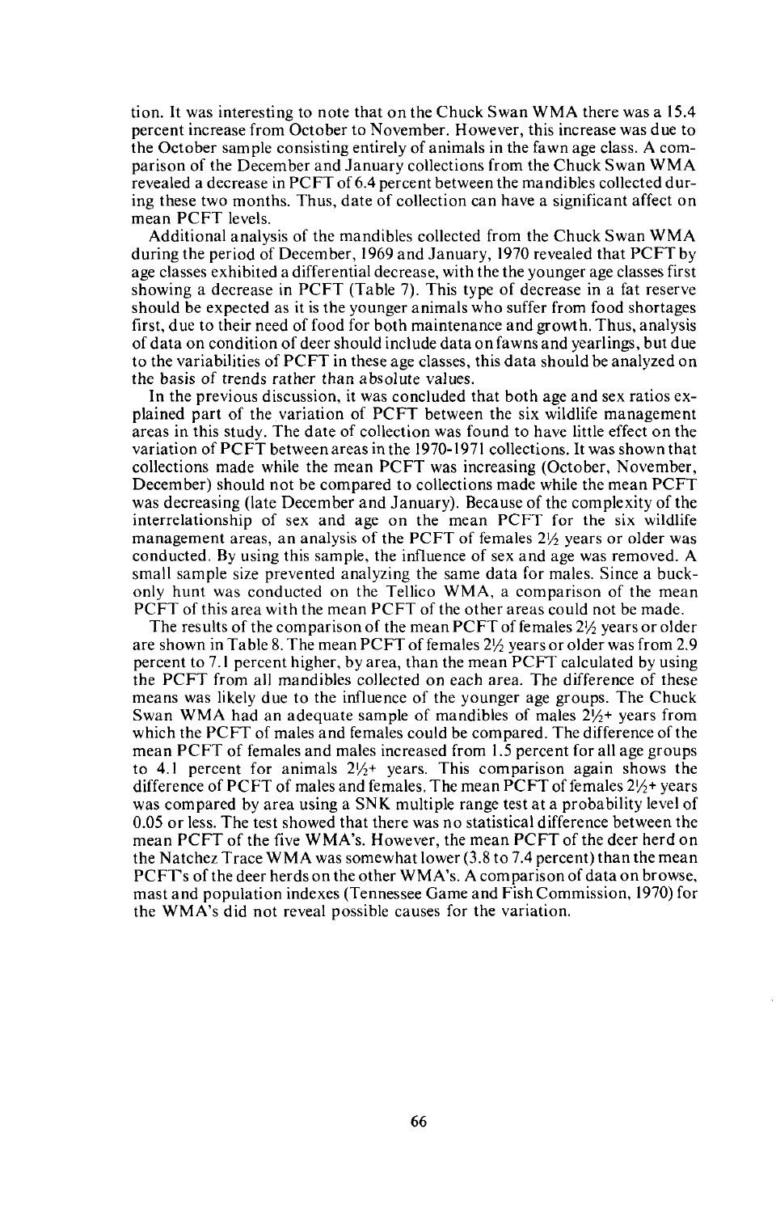tion. It was interesting to note that on the Chuck Swan WMA there was a 15.4 percent increase from October to November. However, this increase was due to the October sample consisting entirely of animals in the fawn age class. A comparison of the December and January collections from the Chuck Swan WMA revealed a decrease in PCFT of 6.4 percent between the mandibles collected during these two months. Thus, date of collection can have a significant affect on mean PCFT levels.

Additional analysis of the mandibles collected from the Chuck Swan WMA during the period of December, 1969 and January, 1970 revealed that PCFT by age classes exhibited a differential decrease, with the the younger age classes first showing a decrease in PCFT (Table 7). This type of decrease in a fat reserve should be expected as it is the younger animals who suffer from food shortages first, due to their need of food for both maintenance and growth. Thus, analysis of data on condition of deer should include data on fawns and yearlings, but due to the variabilities of PCFT in these age classes, this data should be analyzed on the basis of trends rather than absolute values.

In the previous discussion, it was concluded that both age and sex ratios explained part of the variation of PCFT between the six wildlife management areas in this study. The date of collection was found to have little effect on the variation of PCFT between areas in the 1970-1971 collections. It was shown that collections made while the mean PCFT was increasing (October, November, December) should not be compared to collections made while the mean PCFT was decreasing (late December and January). Because of the complexity of the interrelationship of sex and age on the mean PCFT for the six wildlife management areas, an analysis of the PCFT of females 2½ years or older was conducted. By using this sample, the influence of sex and age was removed. A small sample size prevented analyzing the same data for males. Since a buck-only hunt was conducted on the Tellico WMA, a comparison of the mean PCFT of this area with the mean PCFT of the other areas could not be made.

The results of the comparison of the mean PCFT of females 2½ years or older are shown in Table 8. The mean PCFT of females 2½ years or older was from 2.9 percent to 7.1 percent higher, by area, than the mean PCFT calculated by using the PCFT from all mandibles collected on each area. The difference of these means was likely due to the influence of the younger age groups. The Chuck Swan WMA had an adequate sample of mandibles of males 2½+ years from which the PCFT of males and females could be compared. The difference of the mean PCFT of females and males increased from 1.5 percent for all age groups to 4.1 percent for animals 2½+ years. This comparison again shows the difference of PCFT of males and females. The mean PCFT of females 2½+ years was compared by area using a SNK multiple range test at a probability level of 0.05 or less. The test showed that there was no statistical difference between the mean PCFT of the five WMA's. However, the mean PCFT of the deer herd on the Natchez Trace WMA was somewhat lower (3.8 to 7.4 percent) than the mean PCFT's of the deer herds on the other WMA's. A comparison of data on browse, mast and population indexes (Tennessee Game and Fish Commission, 1970) for the WMA's did not reveal possible causes for the variation.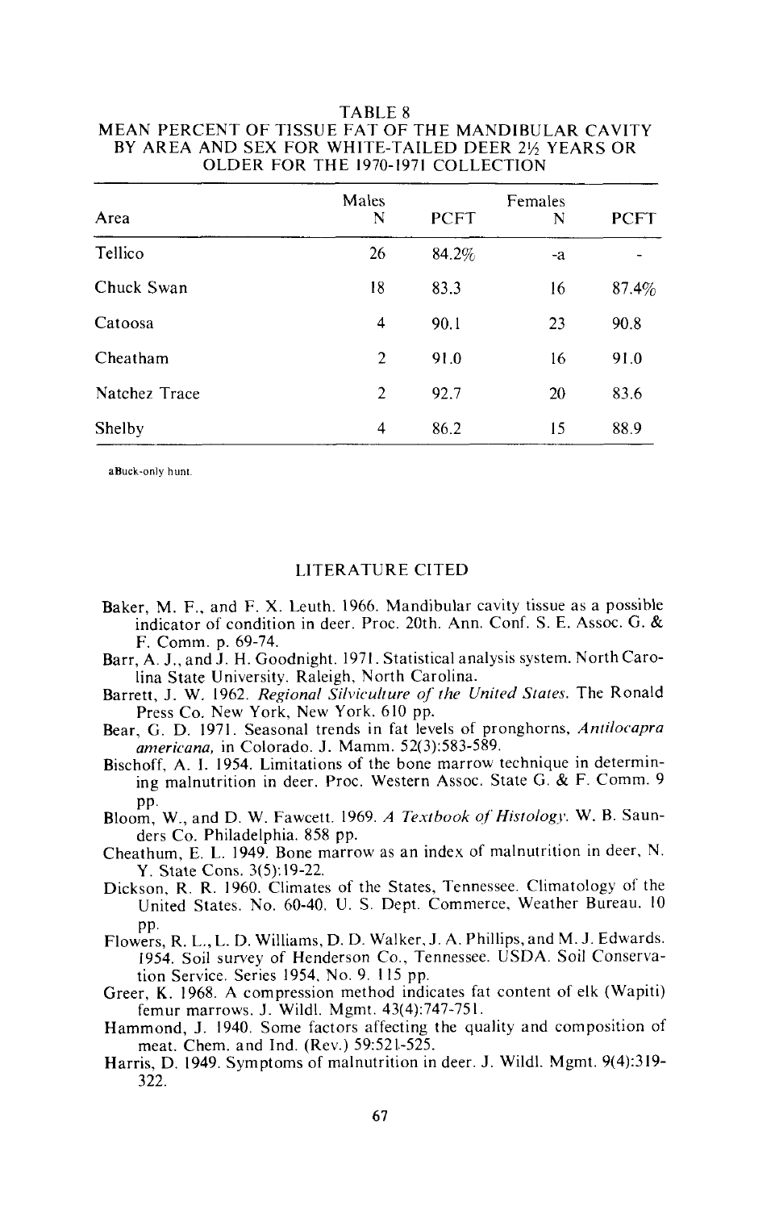TABLE 8
MEAN PERCENT OF TISSUE FAT OF THE MANDIBULAR CAVITY BY AREA AND SEX FOR WHITE-TAILED DEER 2½ YEARS OR OLDER FOR THE 1970-1971 COLLECTION

| Area | Males N | PCFT | Females N | PCFT |
|---|---|---|---|---|
| Tellico | 26 | 84.2% | -a | - |
| Chuck Swan | 18 | 83.3 | 16 | 87.4% |
| Catoosa | 4 | 90.1 | 23 | 90.8 |
| Cheatham | 2 | 91.0 | 16 | 91.0 |
| Natchez Trace | 2 | 92.7 | 20 | 83.6 |
| Shelby | 4 | 86.2 | 15 | 88.9 |

aBuck-only hunt.

## LITERATURE CITED

Baker, M. F., and F. X. Leuth. 1966. Mandibular cavity tissue as a possible indicator of condition in deer. Proc. 20th. Ann. Conf. S. E. Assoc. G. & F. Comm. p. 69-74.

Barr, A. J., and J. H. Goodnight. 1971. Statistical analysis system. North Carolina State University. Raleigh, North Carolina.

Barrett, J. W. 1962. *Regional Silviculture of the United States.* The Ronald Press Co. New York, New York. 610 pp.

Bear, G. D. 1971. Seasonal trends in fat levels of pronghorns, *Antilocapra americana,* in Colorado. J. Mamm. 52(3):583-589.

Bischoff, A. I. 1954. Limitations of the bone marrow technique in determining malnutrition in deer. Proc. Western Assoc. State G. & F. Comm. 9 pp.

Bloom, W., and D. W. Fawcett. 1969. *A Textbook of Histology.* W. B. Saunders Co. Philadelphia. 858 pp.

Cheathum, E. L. 1949. Bone marrow as an index of malnutrition in deer, N. Y. State Cons. 3(5):19-22.

Dickson, R. R. 1960. Climates of the States, Tennessee. Climatology of the United States. No. 60-40. U. S. Dept. Commerce, Weather Bureau. 10 pp.

Flowers, R. L., L. D. Williams, D. D. Walker, J. A. Phillips, and M. J. Edwards. 1954. Soil survey of Henderson Co., Tennessee. USDA. Soil Conservation Service. Series 1954, No. 9. 115 pp.

Greer, K. 1968. A compression method indicates fat content of elk (Wapiti) femur marrows. J. Wildl. Mgmt. 43(4):747-751.

Hammond, J. 1940. Some factors affecting the quality and composition of meat. Chem. and Ind. (Rev.) 59:521-525.

Harris, D. 1949. Symptoms of malnutrition in deer. J. Wildl. Mgmt. 9(4):319-322.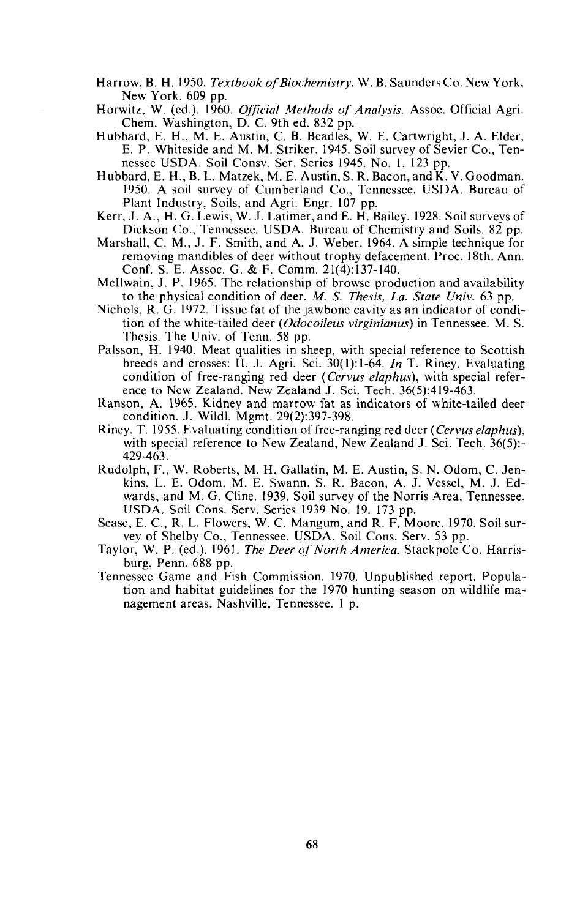Harrow, B. H. 1950. *Textbook of Biochemistry.* W. B. Saunders Co. New York, New York. 609 pp.

Horwitz, W. (ed.). 1960. *Official Methods of Analysis.* Assoc. Official Agri. Chem. Washington, D. C. 9th ed. 832 pp.

Hubbard, E. H., M. E. Austin, C. B. Beadles, W. E. Cartwright, J. A. Elder, E. P. Whiteside and M. M. Striker. 1945. Soil survey of Sevier Co., Tennessee USDA. Soil Consv. Ser. Series 1945. No. 1. 123 pp.

Hubbard, E. H., B. L. Matzek, M. E. Austin, S. R. Bacon, and K. V. Goodman. 1950. A soil survey of Cumberland Co., Tennessee. USDA. Bureau of Plant Industry, Soils, and Agri. Engr. 107 pp.

Kerr, J. A., H. G. Lewis, W. J. Latimer, and E. H. Bailey. 1928. Soil surveys of Dickson Co., Tennessee. USDA. Bureau of Chemistry and Soils. 82 pp.

Marshall, C. M., J. F. Smith, and A. J. Weber. 1964. A simple technique for removing mandibles of deer without trophy defacement. Proc. 18th. Ann. Conf. S. E. Assoc. G. & F. Comm. 21(4):137-140.

McIlwain, J. P. 1965. The relationship of browse production and availability to the physical condition of deer. *M. S. Thesis, La. State Univ.* 63 pp.

Nichols, R. G. 1972. Tissue fat of the jawbone cavity as an indicator of condition of the white-tailed deer (*Odocoileus virginianus*) in Tennessee. M. S. Thesis. The Univ. of Tenn. 58 pp.

Palsson, H. 1940. Meat qualities in sheep, with special reference to Scottish breeds and crosses: II. J. Agri. Sci. 30(1):1-64. *In* T. Riney. Evaluating condition of free-ranging red deer (*Cervus elaphus*), with special reference to New Zealand. New Zealand J. Sci. Tech. 36(5):419-463.

Ranson, A. 1965. Kidney and marrow fat as indicators of white-tailed deer condition. J. Wildl. Mgmt. 29(2):397-398.

Riney, T. 1955. Evaluating condition of free-ranging red deer (*Cervus elaphus*), with special reference to New Zealand, New Zealand J. Sci. Tech. 36(5):-429-463.

Rudolph, F., W. Roberts, M. H. Gallatin, M. E. Austin, S. N. Odom, C. Jenkins, L. E. Odom, M. E. Swann, S. R. Bacon, A. J. Vessel, M. J. Edwards, and M. G. Cline. 1939. Soil survey of the Norris Area, Tennessee. USDA. Soil Cons. Serv. Series 1939 No. 19. 173 pp.

Sease, E. C., R. L. Flowers, W. C. Mangum, and R. F. Moore. 1970. Soil survey of Shelby Co., Tennessee. USDA. Soil Cons. Serv. 53 pp.

Taylor, W. P. (ed.). 1961. *The Deer of North America.* Stackpole Co. Harrisburg, Penn. 688 pp.

Tennessee Game and Fish Commission. 1970. Unpublished report. Population and habitat guidelines for the 1970 hunting season on wildlife management areas. Nashville, Tennessee. 1 p.